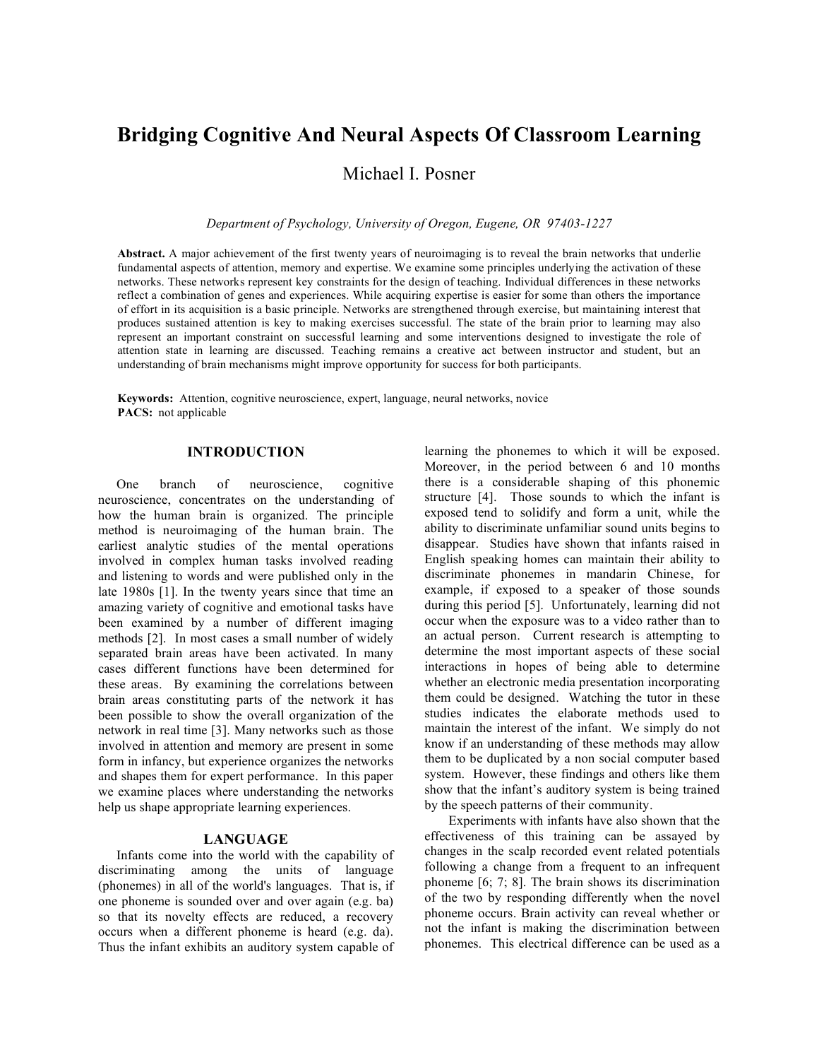# Bridging Cognitive And Neural Aspects Of Classroom Learning

Michael I. Posner

*Department of Psychology, University of Oregon, Eugene, OR 97403-1227*

**Abstract.** A major achievement of the first twenty years of neuroimaging is to reveal the brain networks that underlie fundamental aspects of attention, memory and expertise. We examine some principles underlying the activation of these networks. These networks represent key constraints for the design of teaching. Individual differences in these networks reflect a combination of genes and experiences. While acquiring expertise is easier for some than others the importance of effort in its acquisition is a basic principle. Networks are strengthened through exercise, but maintaining interest that produces sustained attention is key to making exercises successful. The state of the brain prior to learning may also represent an important constraint on successful learning and some interventions designed to investigate the role of attention state in learning are discussed. Teaching remains a creative act between instructor and student, but an understanding of brain mechanisms might improve opportunity for success for both participants.

**Keywords:** Attention, cognitive neuroscience, expert, language, neural networks, novice
**PACS:** not applicable

## INTRODUCTION

One branch of neuroscience, cognitive neuroscience, concentrates on the understanding of how the human brain is organized. The principle method is neuroimaging of the human brain. The earliest analytic studies of the mental operations involved in complex human tasks involved reading and listening to words and were published only in the late 1980s [1]. In the twenty years since that time an amazing variety of cognitive and emotional tasks have been examined by a number of different imaging methods [2]. In most cases a small number of widely separated brain areas have been activated. In many cases different functions have been determined for these areas. By examining the correlations between brain areas constituting parts of the network it has been possible to show the overall organization of the network in real time [3]. Many networks such as those involved in attention and memory are present in some form in infancy, but experience organizes the networks and shapes them for expert performance. In this paper we examine places where understanding the networks help us shape appropriate learning experiences.

## LANGUAGE

Infants come into the world with the capability of discriminating among the units of language (phonemes) in all of the world's languages. That is, if one phoneme is sounded over and over again (e.g. ba) so that its novelty effects are reduced, a recovery occurs when a different phoneme is heard (e.g. da). Thus the infant exhibits an auditory system capable of learning the phonemes to which it will be exposed. Moreover, in the period between 6 and 10 months there is a considerable shaping of this phonemic structure [4]. Those sounds to which the infant is exposed tend to solidify and form a unit, while the ability to discriminate unfamiliar sound units begins to disappear. Studies have shown that infants raised in English speaking homes can maintain their ability to discriminate phonemes in mandarin Chinese, for example, if exposed to a speaker of those sounds during this period [5]. Unfortunately, learning did not occur when the exposure was to a video rather than to an actual person. Current research is attempting to determine the most important aspects of these social interactions in hopes of being able to determine whether an electronic media presentation incorporating them could be designed. Watching the tutor in these studies indicates the elaborate methods used to maintain the interest of the infant. We simply do not know if an understanding of these methods may allow them to be duplicated by a non social computer based system. However, these findings and others like them show that the infant's auditory system is being trained by the speech patterns of their community.

Experiments with infants have also shown that the effectiveness of this training can be assayed by changes in the scalp recorded event related potentials following a change from a frequent to an infrequent phoneme [6; 7; 8]. The brain shows its discrimination of the two by responding differently when the novel phoneme occurs. Brain activity can reveal whether or not the infant is making the discrimination between phonemes. This electrical difference can be used as a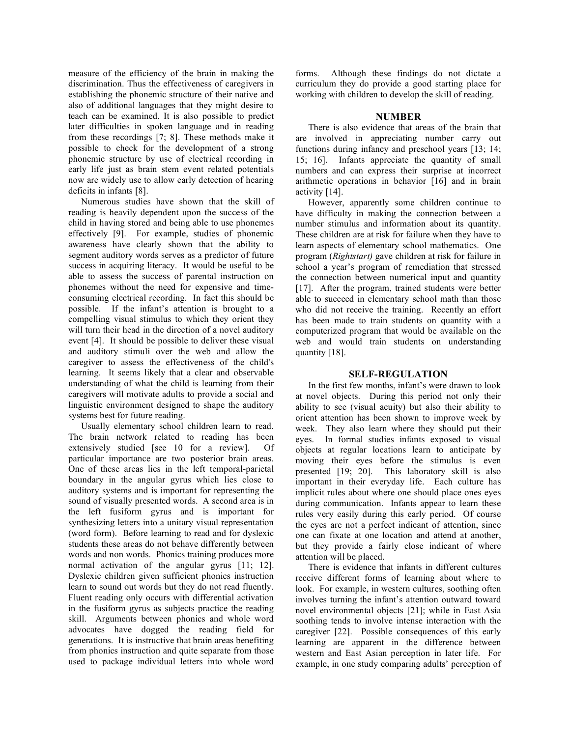measure of the efficiency of the brain in making the discrimination. Thus the effectiveness of caregivers in establishing the phonemic structure of their native and also of additional languages that they might desire to teach can be examined. It is also possible to predict later difficulties in spoken language and in reading from these recordings [7; 8]. These methods make it possible to check for the development of a strong phonemic structure by use of electrical recording in early life just as brain stem event related potentials now are widely use to allow early detection of hearing deficits in infants [8].

Numerous studies have shown that the skill of reading is heavily dependent upon the success of the child in having stored and being able to use phonemes effectively [9]. For example, studies of phonemic awareness have clearly shown that the ability to segment auditory words serves as a predictor of future success in acquiring literacy. It would be useful to be able to assess the success of parental instruction on phonemes without the need for expensive and time-consuming electrical recording. In fact this should be possible. If the infant's attention is brought to a compelling visual stimulus to which they orient they will turn their head in the direction of a novel auditory event [4]. It should be possible to deliver these visual and auditory stimuli over the web and allow the caregiver to assess the effectiveness of the child's learning. It seems likely that a clear and observable understanding of what the child is learning from their caregivers will motivate adults to provide a social and linguistic environment designed to shape the auditory systems best for future reading.

Usually elementary school children learn to read. The brain network related to reading has been extensively studied [see 10 for a review]. Of particular importance are two posterior brain areas. One of these areas lies in the left temporal-parietal boundary in the angular gyrus which lies close to auditory systems and is important for representing the sound of visually presented words. A second area is in the left fusiform gyrus and is important for synthesizing letters into a unitary visual representation (word form). Before learning to read and for dyslexic students these areas do not behave differently between words and non words. Phonics training produces more normal activation of the angular gyrus [11; 12]. Dyslexic children given sufficient phonics instruction learn to sound out words but they do not read fluently. Fluent reading only occurs with differential activation in the fusiform gyrus as subjects practice the reading skill. Arguments between phonics and whole word advocates have dogged the reading field for generations. It is instructive that brain areas benefiting from phonics instruction and quite separate from those used to package individual letters into whole word forms. Although these findings do not dictate a curriculum they do provide a good starting place for working with children to develop the skill of reading.

## NUMBER

There is also evidence that areas of the brain that are involved in appreciating number carry out functions during infancy and preschool years [13; 14; 15; 16]. Infants appreciate the quantity of small numbers and can express their surprise at incorrect arithmetic operations in behavior [16] and in brain activity [14].

However, apparently some children continue to have difficulty in making the connection between a number stimulus and information about its quantity. These children are at risk for failure when they have to learn aspects of elementary school mathematics. One program (*Rightstart)* gave children at risk for failure in school a year's program of remediation that stressed the connection between numerical input and quantity [17]. After the program, trained students were better able to succeed in elementary school math than those who did not receive the training. Recently an effort has been made to train students on quantity with a computerized program that would be available on the web and would train students on understanding quantity [18].

## SELF-REGULATION

In the first few months, infant's were drawn to look at novel objects. During this period not only their ability to see (visual acuity) but also their ability to orient attention has been shown to improve week by week. They also learn where they should put their eyes. In formal studies infants exposed to visual objects at regular locations learn to anticipate by moving their eyes before the stimulus is even presented [19; 20]. This laboratory skill is also important in their everyday life. Each culture has implicit rules about where one should place ones eyes during communication. Infants appear to learn these rules very easily during this early period. Of course the eyes are not a perfect indicant of attention, since one can fixate at one location and attend at another, but they provide a fairly close indicant of where attention will be placed.

There is evidence that infants in different cultures receive different forms of learning about where to look. For example, in western cultures, soothing often involves turning the infant's attention outward toward novel environmental objects [21]; while in East Asia soothing tends to involve intense interaction with the caregiver [22]. Possible consequences of this early learning are apparent in the difference between western and East Asian perception in later life. For example, in one study comparing adults' perception of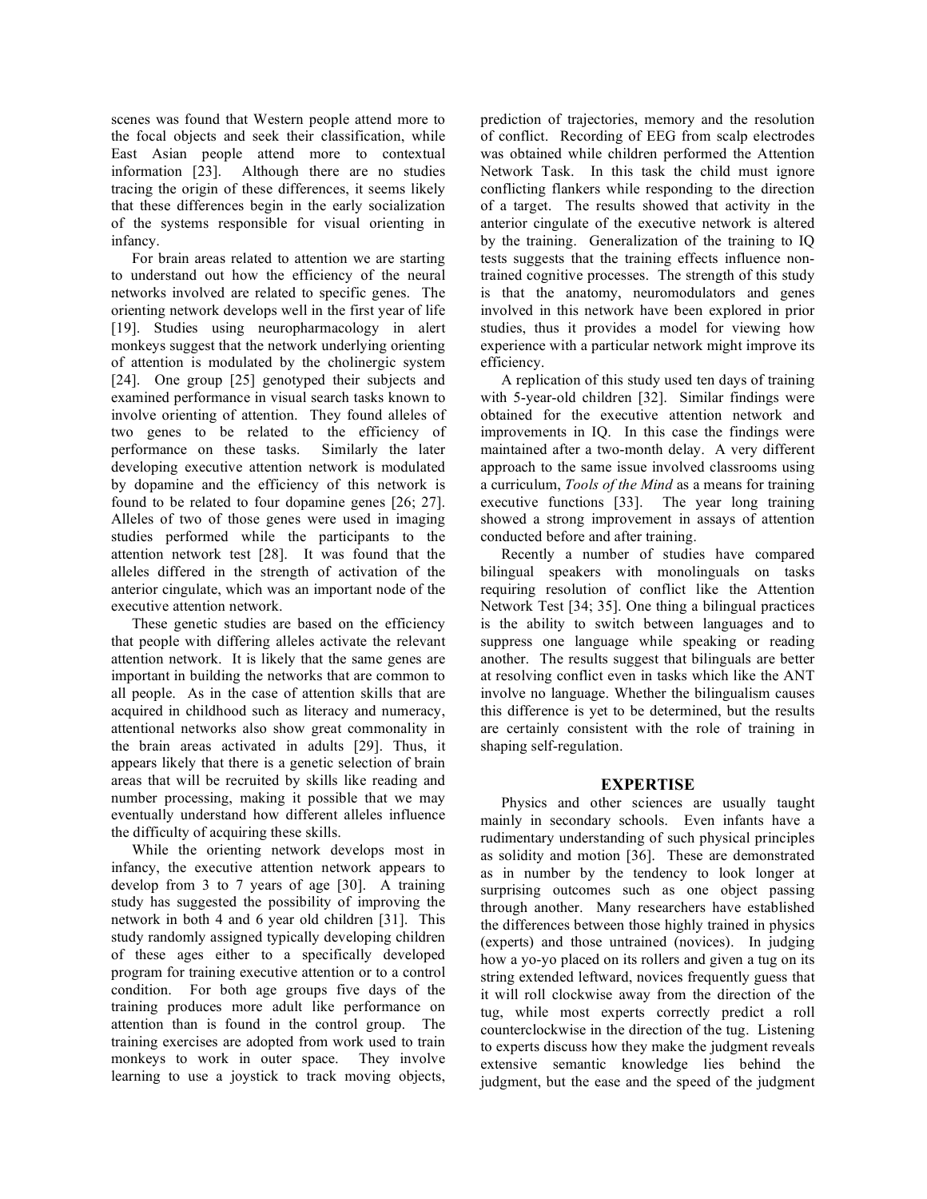scenes was found that Western people attend more to the focal objects and seek their classification, while East Asian people attend more to contextual information [23]. Although there are no studies tracing the origin of these differences, it seems likely that these differences begin in the early socialization of the systems responsible for visual orienting in infancy.

For brain areas related to attention we are starting to understand out how the efficiency of the neural networks involved are related to specific genes. The orienting network develops well in the first year of life [19]. Studies using neuropharmacology in alert monkeys suggest that the network underlying orienting of attention is modulated by the cholinergic system [24]. One group [25] genotyped their subjects and examined performance in visual search tasks known to involve orienting of attention. They found alleles of two genes to be related to the efficiency of performance on these tasks. Similarly the later developing executive attention network is modulated by dopamine and the efficiency of this network is found to be related to four dopamine genes [26; 27]. Alleles of two of those genes were used in imaging studies performed while the participants to the attention network test [28]. It was found that the alleles differed in the strength of activation of the anterior cingulate, which was an important node of the executive attention network.

These genetic studies are based on the efficiency that people with differing alleles activate the relevant attention network. It is likely that the same genes are important in building the networks that are common to all people. As in the case of attention skills that are acquired in childhood such as literacy and numeracy, attentional networks also show great commonality in the brain areas activated in adults [29]. Thus, it appears likely that there is a genetic selection of brain areas that will be recruited by skills like reading and number processing, making it possible that we may eventually understand how different alleles influence the difficulty of acquiring these skills.

While the orienting network develops most in infancy, the executive attention network appears to develop from 3 to 7 years of age [30]. A training study has suggested the possibility of improving the network in both 4 and 6 year old children [31]. This study randomly assigned typically developing children of these ages either to a specifically developed program for training executive attention or to a control condition. For both age groups five days of the training produces more adult like performance on attention than is found in the control group. The training exercises are adopted from work used to train monkeys to work in outer space. They involve learning to use a joystick to track moving objects, prediction of trajectories, memory and the resolution of conflict. Recording of EEG from scalp electrodes was obtained while children performed the Attention Network Task. In this task the child must ignore conflicting flankers while responding to the direction of a target. The results showed that activity in the anterior cingulate of the executive network is altered by the training. Generalization of the training to IQ tests suggests that the training effects influence non-trained cognitive processes. The strength of this study is that the anatomy, neuromodulators and genes involved in this network have been explored in prior studies, thus it provides a model for viewing how experience with a particular network might improve its efficiency.

A replication of this study used ten days of training with 5-year-old children [32]. Similar findings were obtained for the executive attention network and improvements in IQ. In this case the findings were maintained after a two-month delay. A very different approach to the same issue involved classrooms using a curriculum, *Tools of the Mind* as a means for training executive functions [33]. The year long training showed a strong improvement in assays of attention conducted before and after training.

Recently a number of studies have compared bilingual speakers with monolinguals on tasks requiring resolution of conflict like the Attention Network Test [34; 35]. One thing a bilingual practices is the ability to switch between languages and to suppress one language while speaking or reading another. The results suggest that bilinguals are better at resolving conflict even in tasks which like the ANT involve no language. Whether the bilingualism causes this difference is yet to be determined, but the results are certainly consistent with the role of training in shaping self-regulation.

## EXPERTISE

Physics and other sciences are usually taught mainly in secondary schools. Even infants have a rudimentary understanding of such physical principles as solidity and motion [36]. These are demonstrated as in number by the tendency to look longer at surprising outcomes such as one object passing through another. Many researchers have established the differences between those highly trained in physics (experts) and those untrained (novices). In judging how a yo-yo placed on its rollers and given a tug on its string extended leftward, novices frequently guess that it will roll clockwise away from the direction of the tug, while most experts correctly predict a roll counterclockwise in the direction of the tug. Listening to experts discuss how they make the judgment reveals extensive semantic knowledge lies behind the judgment, but the ease and the speed of the judgment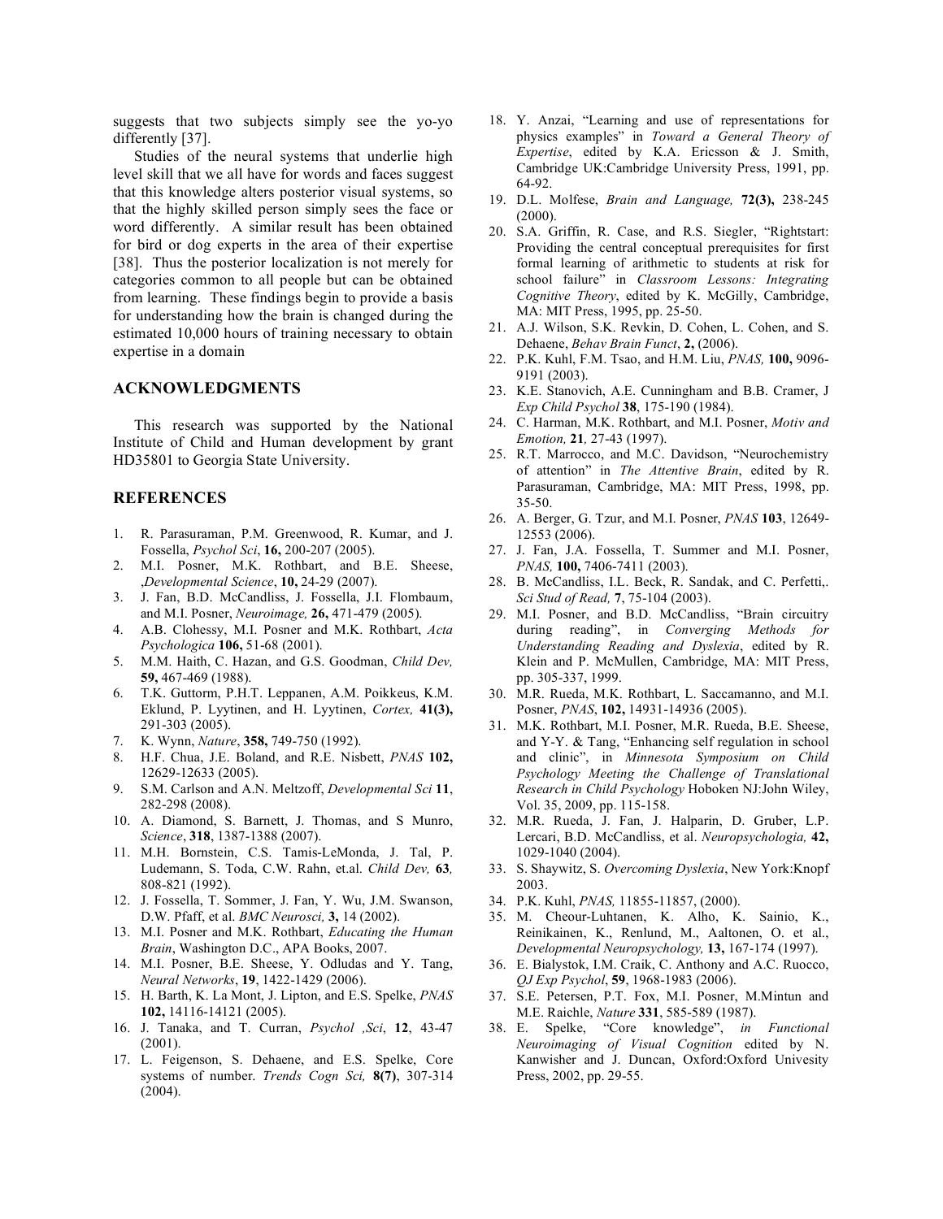suggests that two subjects simply see the yo-yo differently [37].

Studies of the neural systems that underlie high level skill that we all have for words and faces suggest that this knowledge alters posterior visual systems, so that the highly skilled person simply sees the face or word differently. A similar result has been obtained for bird or dog experts in the area of their expertise [38]. Thus the posterior localization is not merely for categories common to all people but can be obtained from learning. These findings begin to provide a basis for understanding how the brain is changed during the estimated 10,000 hours of training necessary to obtain expertise in a domain

## ACKNOWLEDGMENTS

This research was supported by the National Institute of Child and Human development by grant HD35801 to Georgia State University.

## REFERENCES

1. R. Parasuraman, P.M. Greenwood, R. Kumar, and J. Fossella, *Psychol Sci*, **16,** 200-207 (2005).
2. M.I. Posner, M.K. Rothbart, and B.E. Sheese, ,*Developmental Science*, **10,** 24-29 (2007).
3. J. Fan, B.D. McCandliss, J. Fossella, J.I. Flombaum, and M.I. Posner, *Neuroimage,* **26,** 471-479 (2005).
4. A.B. Clohessy, M.I. Posner and M.K. Rothbart, *Acta Psychologica* **106,** 51-68 (2001).
5. M.M. Haith, C. Hazan, and G.S. Goodman, *Child Dev,* **59,** 467-469 (1988).
6. T.K. Guttorm, P.H.T. Leppanen, A.M. Poikkeus, K.M. Eklund, P. Lyytinen, and H. Lyytinen, *Cortex,* **41(3),** 291-303 (2005).
7. K. Wynn, *Nature*, **358,** 749-750 (1992).
8. H.F. Chua, J.E. Boland, and R.E. Nisbett, *PNAS* **102,** 12629-12633 (2005).
9. S.M. Carlson and A.N. Meltzoff, *Developmental Sci* **11**, 282-298 (2008).
10. A. Diamond, S. Barnett, J. Thomas, and S Munro, *Science*, **318**, 1387-1388 (2007).
11. M.H. Bornstein, C.S. Tamis-LeMonda, J. Tal, P. Ludemann, S. Toda, C.W. Rahn, et.al. *Child Dev,* **63***,* 808-821 (1992).
12. J. Fossella, T. Sommer, J. Fan, Y. Wu, J.M. Swanson, D.W. Pfaff, et al. *BMC Neurosci,* **3,** 14 (2002).
13. M.I. Posner and M.K. Rothbart, *Educating the Human Brain*, Washington D.C., APA Books, 2007.
14. M.I. Posner, B.E. Sheese, Y. Odludas and Y. Tang, *Neural Networks*, **19**, 1422-1429 (2006).
15. H. Barth, K. La Mont, J. Lipton, and E.S. Spelke, *PNAS* **102,** 14116-14121 (2005).
16. J. Tanaka, and T. Curran, *Psychol ,Sci*, **12**, 43-47 (2001).
17. L. Feigenson, S. Dehaene, and E.S. Spelke, Core systems of number. *Trends Cogn Sci,* **8(7)**, 307-314 (2004).
18. Y. Anzai, "Learning and use of representations for physics examples" in *Toward a General Theory of Expertise*, edited by K.A. Ericsson & J. Smith, Cambridge UK:Cambridge University Press, 1991, pp. 64-92.
19. D.L. Molfese, *Brain and Language,* **72(3),** 238-245 (2000).
20. S.A. Griffin, R. Case, and R.S. Siegler, "Rightstart: Providing the central conceptual prerequisites for first formal learning of arithmetic to students at risk for school failure" in *Classroom Lessons: Integrating Cognitive Theory*, edited by K. McGilly, Cambridge, MA: MIT Press, 1995, pp. 25-50.
21. A.J. Wilson, S.K. Revkin, D. Cohen, L. Cohen, and S. Dehaene, *Behav Brain Funct*, **2,** (2006).
22. P.K. Kuhl, F.M. Tsao, and H.M. Liu, *PNAS,* **100,** 9096-9191 (2003).
23. K.E. Stanovich, A.E. Cunningham and B.B. Cramer, J *Exp Child Psychol* **38**, 175-190 (1984).
24. C. Harman, M.K. Rothbart, and M.I. Posner, *Motiv and Emotion,* **21***,* 27-43 (1997).
25. R.T. Marrocco, and M.C. Davidson, "Neurochemistry of attention" in *The Attentive Brain*, edited by R. Parasuraman, Cambridge, MA: MIT Press, 1998, pp. 35-50.
26. A. Berger, G. Tzur, and M.I. Posner, *PNAS* **103**, 12649-12553 (2006).
27. J. Fan, J.A. Fossella, T. Summer and M.I. Posner, *PNAS,* **100,** 7406-7411 (2003).
28. B. McCandliss, I.L. Beck, R. Sandak, and C. Perfetti,. *Sci Stud of Read,* **7**, 75-104 (2003).
29. M.I. Posner, and B.D. McCandliss, "Brain circuitry during reading", in *Converging Methods for Understanding Reading and Dyslexia*, edited by R. Klein and P. McMullen, Cambridge, MA: MIT Press, pp. 305-337, 1999.
30. M.R. Rueda, M.K. Rothbart, L. Saccamanno, and M.I. Posner, *PNAS*, **102,** 14931-14936 (2005).
31. M.K. Rothbart, M.I. Posner, M.R. Rueda, B.E. Sheese, and Y-Y. & Tang, "Enhancing self regulation in school and clinic", in *Minnesota Symposium on Child Psychology Meeting the Challenge of Translational Research in Child Psychology* Hoboken NJ:John Wiley, Vol. 35, 2009, pp. 115-158.
32. M.R. Rueda, J. Fan, J. Halparin, D. Gruber, L.P. Lercari, B.D. McCandliss, et al. *Neuropsychologia,* **42,** 1029-1040 (2004).
33. S. Shaywitz, S. *Overcoming Dyslexia*, New York:Knopf 2003.
34. P.K. Kuhl, *PNAS,* 11855-11857, (2000).
35. M. Cheour-Luhtanen, K. Alho, K. Sainio, K., Reinikainen, K., Renlund, M., Aaltonen, O. et al., *Developmental Neuropsychology,* **13,** 167-174 (1997).
36. E. Bialystok, I.M. Craik, C. Anthony and A.C. Ruocco, *QJ Exp Psychol*, **59**, 1968-1983 (2006).
37. S.E. Petersen, P.T. Fox, M.I. Posner, M.Mintun and M.E. Raichle, *Nature* **331**, 585-589 (1987).
38. E. Spelke, "Core knowledge", *in Functional Neuroimaging of Visual Cognition* edited by N. Kanwisher and J. Duncan, Oxford:Oxford Univesity Press, 2002, pp. 29-55.